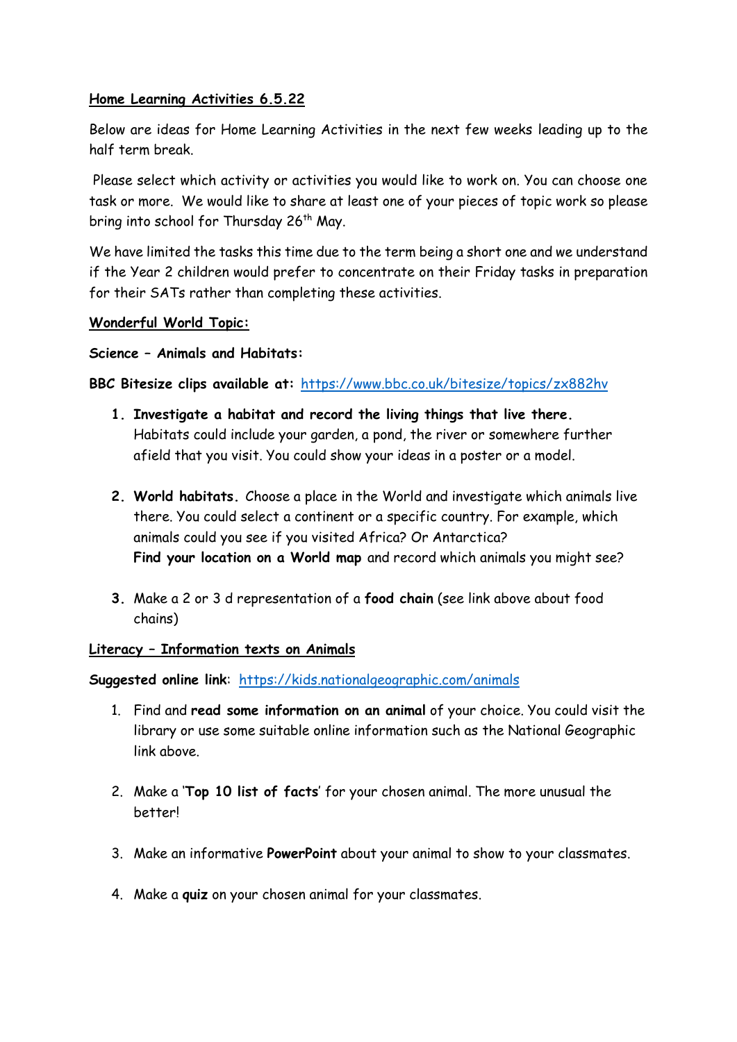**Home Learning Activities 6.5.22**

Below are ideas for Home Learning Activities in the next few weeks leading up to the half term break.

Please select which activity or activities you would like to work on. You can choose one task or more. We would like to share at least one of your pieces of topic work so please bring into school for Thursday 26th May.

We have limited the tasks this time due to the term being a short one and we understand if the Year 2 children would prefer to concentrate on their Friday tasks in preparation for their SATs rather than completing these activities.

**Wonderful World Topic:**

**Science – Animals and Habitats:**

**BBC Bitesize clips available at:** https://www.bbc.co.uk/bitesize/topics/zx882hv

1. **Investigate a habitat and record the living things that live there.** Habitats could include your garden, a pond, the river or somewhere further afield that you visit. You could show your ideas in a poster or a model.

2. **World habitats.** Choose a place in the World and investigate which animals live there. You could select a continent or a specific country. For example, which animals could you see if you visited Africa? Or Antarctica?
   **Find your location on a World map** and record which animals you might see?

3. Make a 2 or 3 d representation of a **food chain** (see link above about food chains)

**Literacy – Information texts on Animals**

**Suggested online link**: https://kids.nationalgeographic.com/animals

1. Find and **read some information on an animal** of your choice. You could visit the library or use some suitable online information such as the National Geographic link above.

2. Make a '**Top 10 list of facts**' for your chosen animal. The more unusual the better!

3. Make an informative **PowerPoint** about your animal to show to your classmates.

4. Make a **quiz** on your chosen animal for your classmates.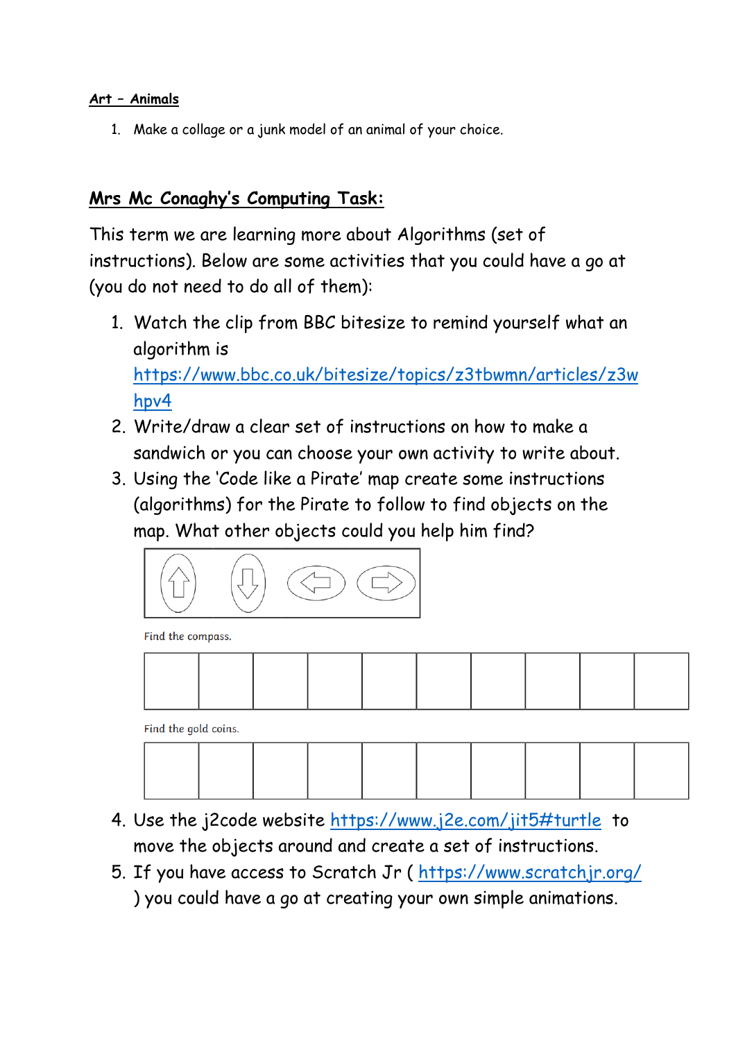**Art – Animals**

1. Make a collage or a junk model of an animal of your choice.

## Mrs Mc Conaghy's Computing Task:

This term we are learning more about Algorithms (set of instructions). Below are some activities that you could have a go at (you do not need to do all of them):

1. Watch the clip from BBC bitesize to remind yourself what an algorithm is https://www.bbc.co.uk/bitesize/topics/z3tbwmn/articles/z3whpv4
2. Write/draw a clear set of instructions on how to make a sandwich or you can choose your own activity to write about.
3. Using the 'Code like a Pirate' map create some instructions (algorithms) for the Pirate to follow to find objects on the map. What other objects could you help him find?

Find the compass.

| | | | | | | | | | |
|---|---|---|---|---|---|---|---|---|---|
| | | | | | | | | | |

Find the gold coins.

| | | | | | | | | | |
|---|---|---|---|---|---|---|---|---|---|
| | | | | | | | | | |

4. Use the j2code website https://www.j2e.com/jit5#turtle to move the objects around and create a set of instructions.
5. If you have access to Scratch Jr ( https://www.scratchjr.org/ ) you could have a go at creating your own simple animations.